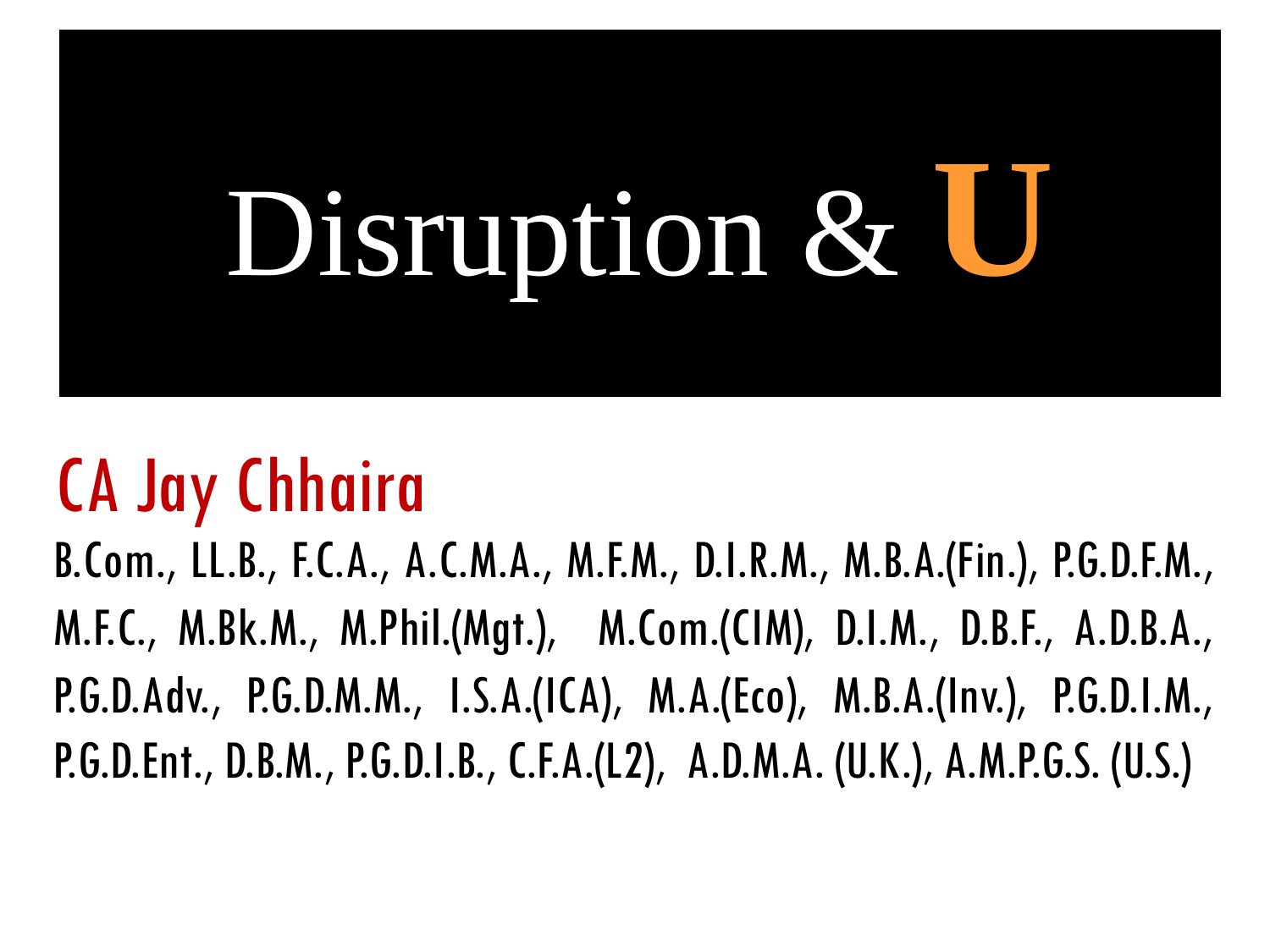# Disruption & U

## CA Jay Chhaira

B.Com., LL.B., F.C.A., A.C.M.A., M.F.M., D.I.R.M., M.B.A.(Fin.), P.G.D.F.M., M.F.C., M.Bk.M., M.Phil.(Mgt.), M.Com.(CIM), D.I.M., D.B.F., A.D.B.A., P.G.D.Adv., P.G.D.M.M., I.S.A.(ICA), M.A.(Eco), M.B.A.(Inv.), P.G.D.I.M., P.G.D.Ent., D.B.M., P.G.D.I.B., C.F.A.(L2), A.D.M.A. (U.K.), A.M.P.G.S. (U.S.)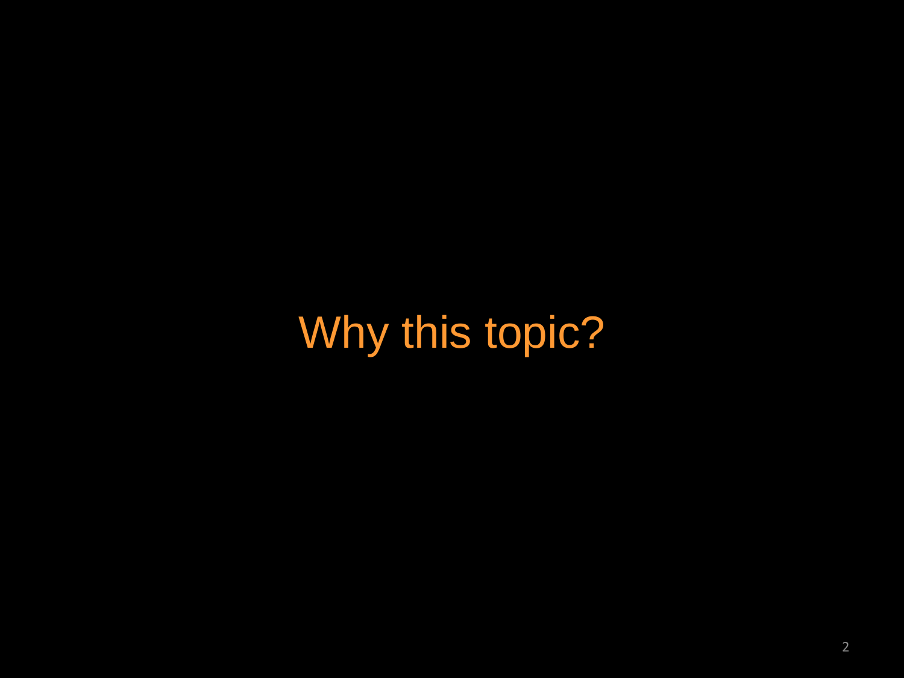# Why this topic?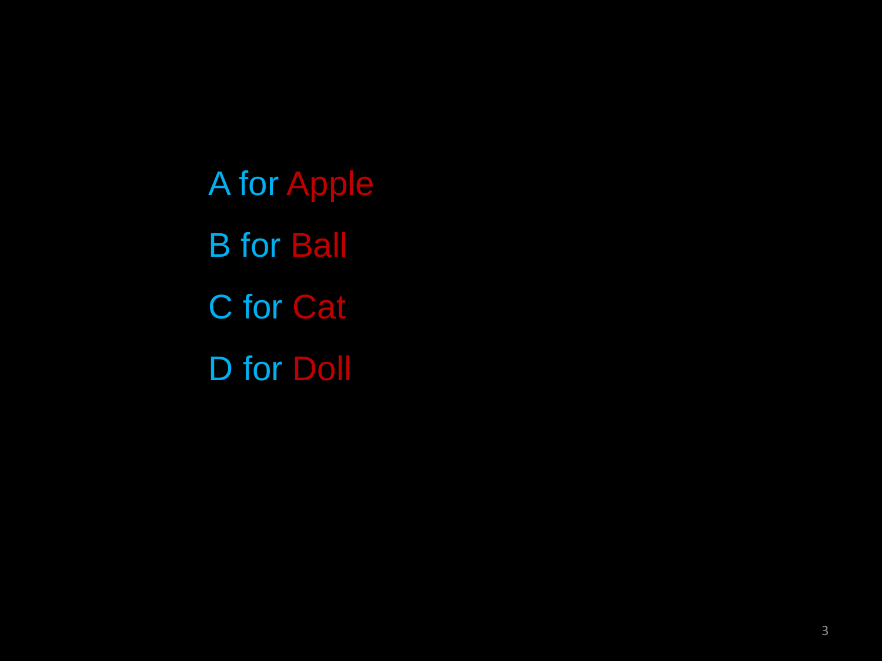A for Apple

B for Ball

C for Cat

D for Doll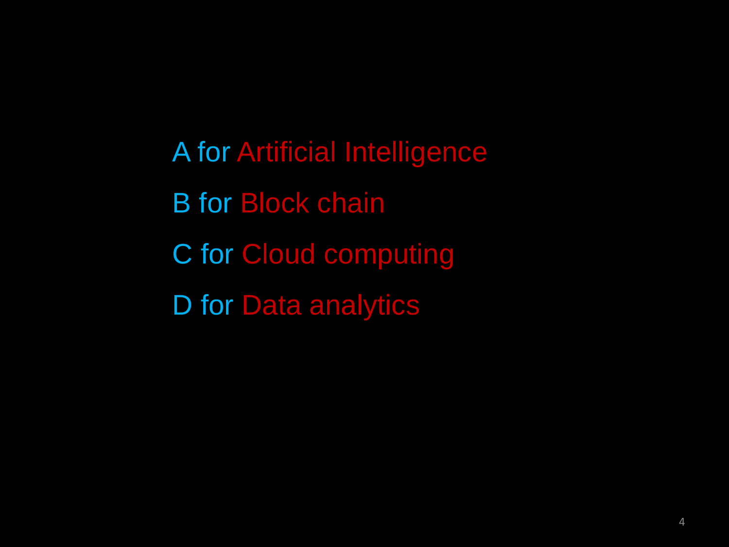A for Artificial Intelligence

B for Block chain

C for Cloud computing

D for Data analytics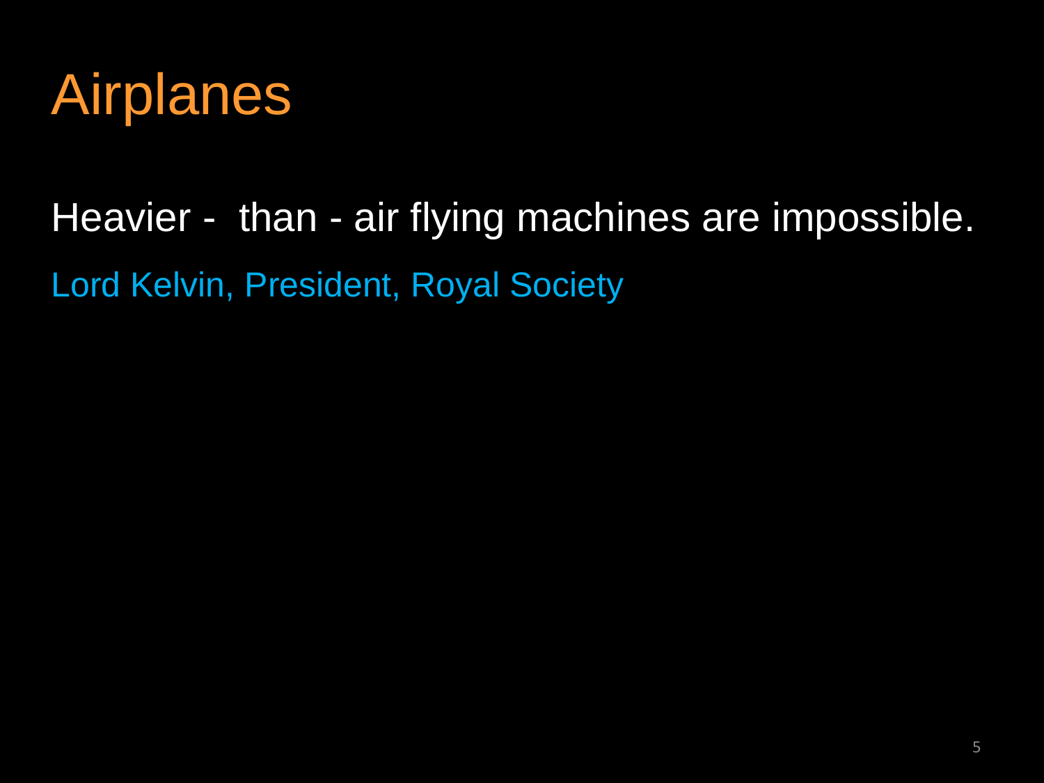# Airplanes

Heavier - than - air flying machines are impossible.

Lord Kelvin, President, Royal Society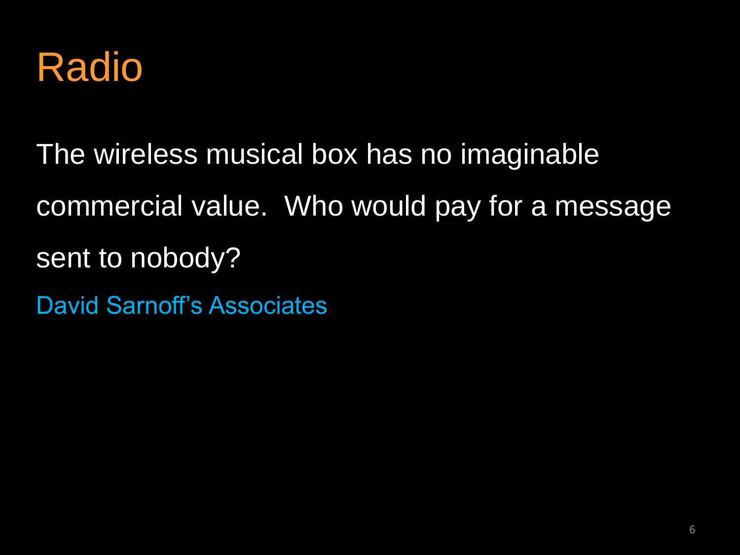# Radio

The wireless musical box has no imaginable commercial value. Who would pay for a message sent to nobody?

David Sarnoff's Associates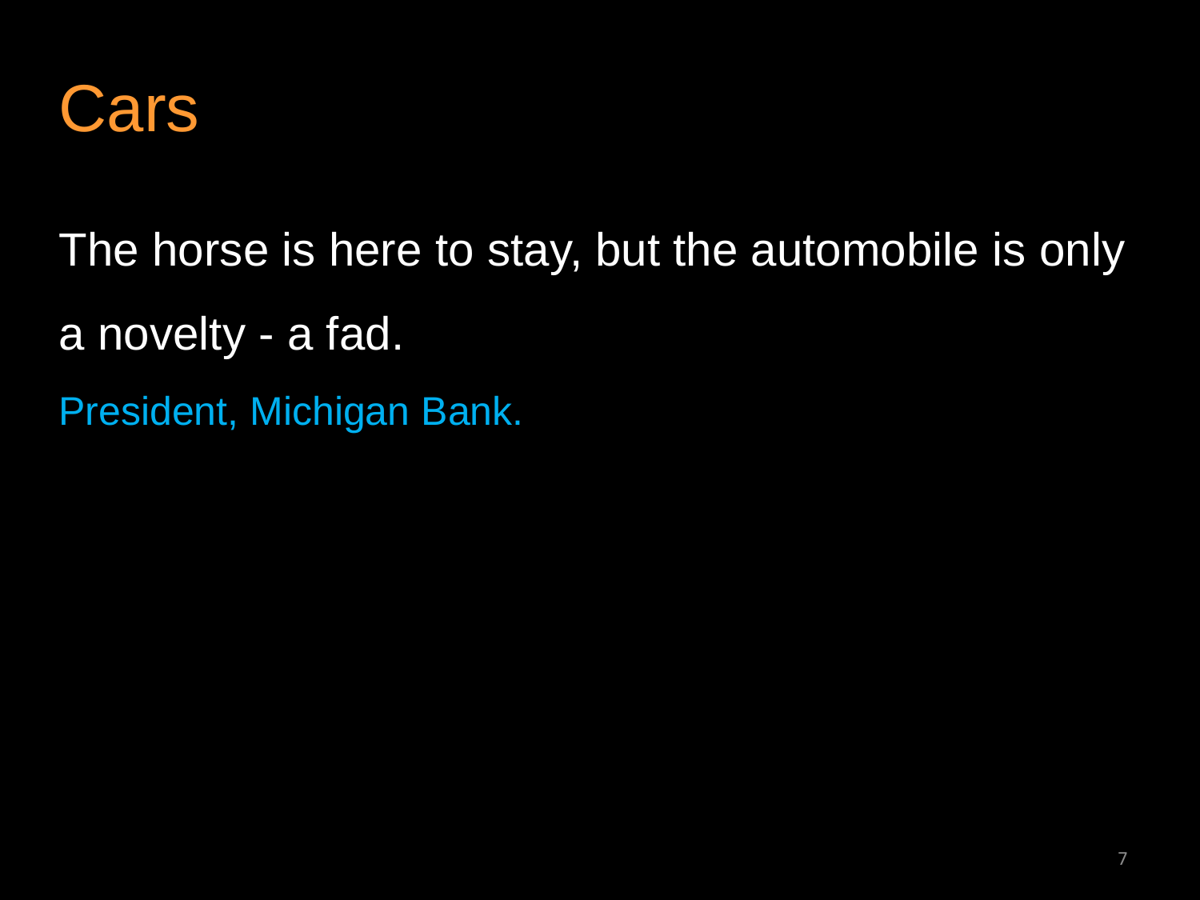# Cars

The horse is here to stay, but the automobile is only a novelty - a fad.

President, Michigan Bank.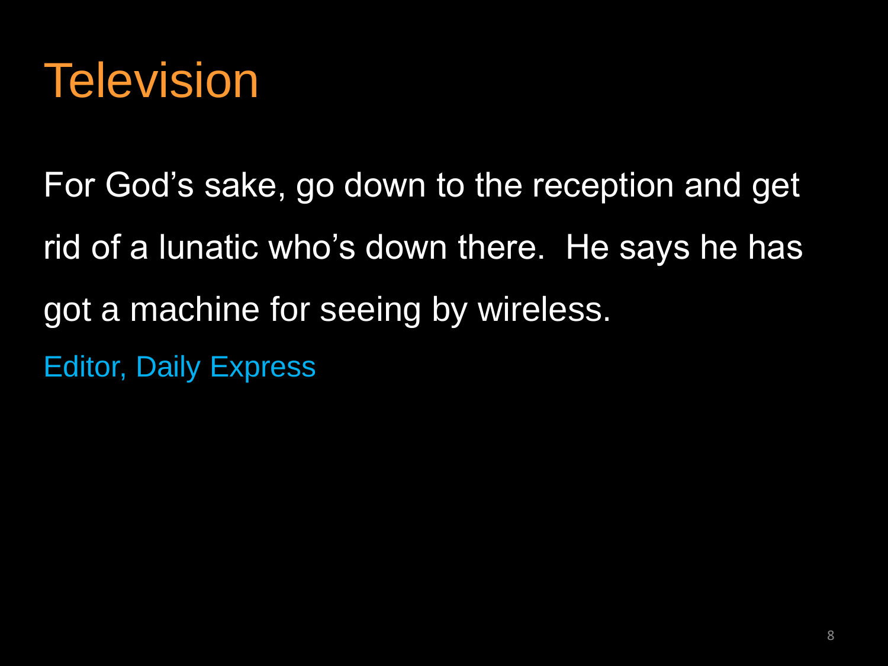# Television

For God's sake, go down to the reception and get rid of a lunatic who's down there. He says he has got a machine for seeing by wireless.

Editor, Daily Express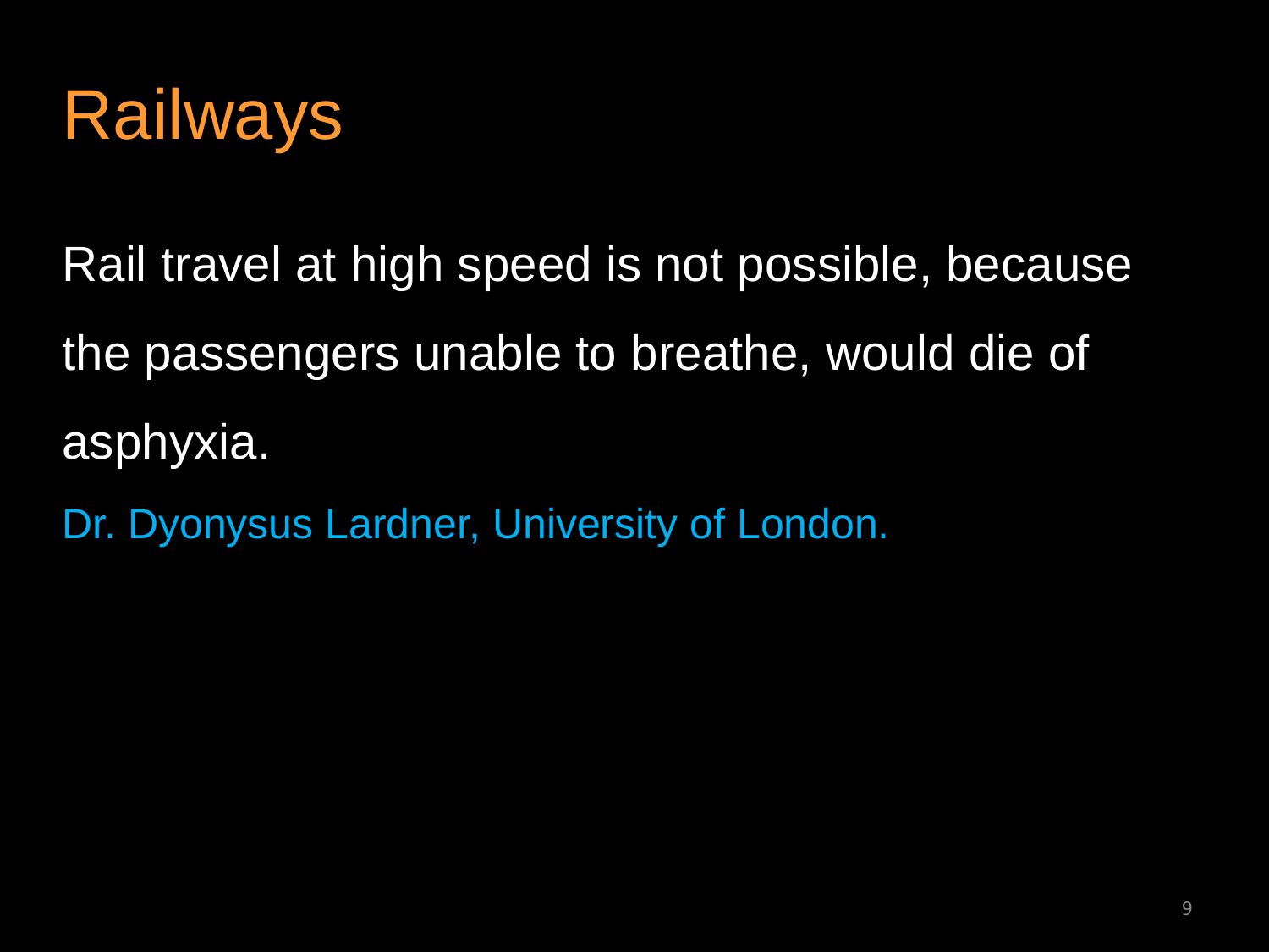# Railways

Rail travel at high speed is not possible, because the passengers unable to breathe, would die of asphyxia.

Dr. Dyonysus Lardner, University of London.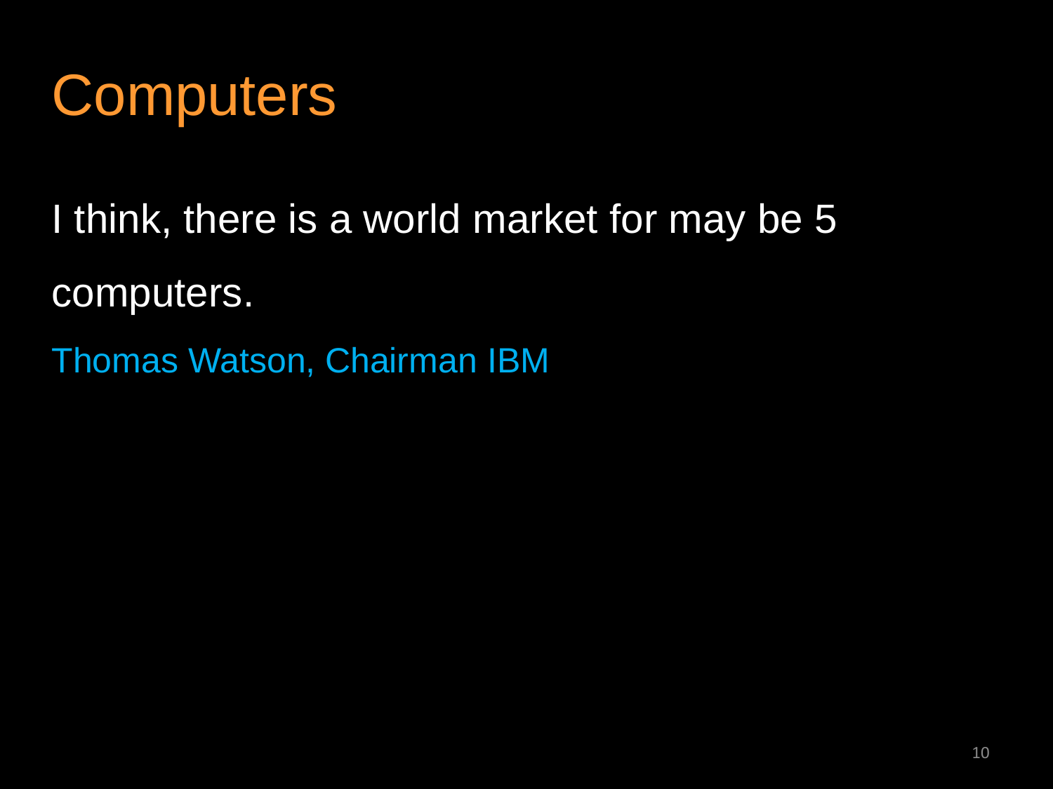# Computers

I think, there is a world market for may be 5 computers.

Thomas Watson, Chairman IBM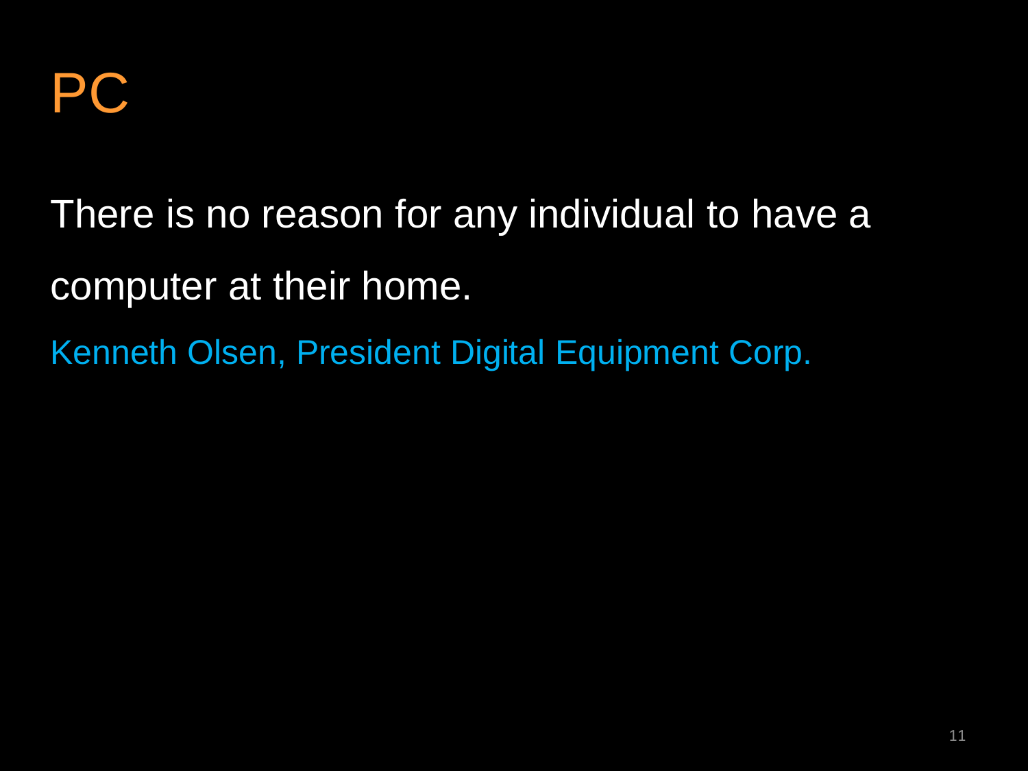# PC

There is no reason for any individual to have a computer at their home.

Kenneth Olsen, President Digital Equipment Corp.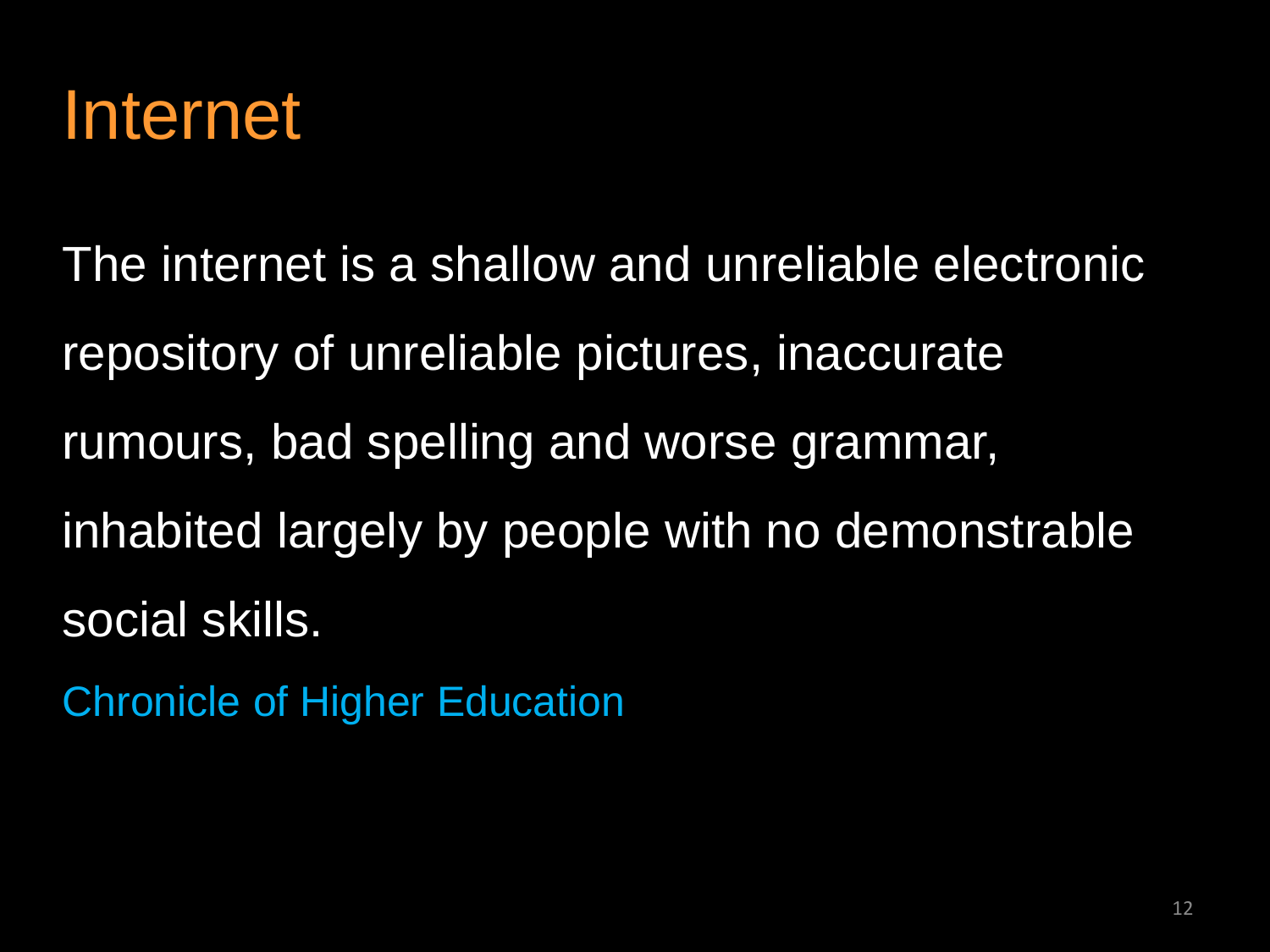# Internet

The internet is a shallow and unreliable electronic repository of unreliable pictures, inaccurate rumours, bad spelling and worse grammar, inhabited largely by people with no demonstrable social skills.

Chronicle of Higher Education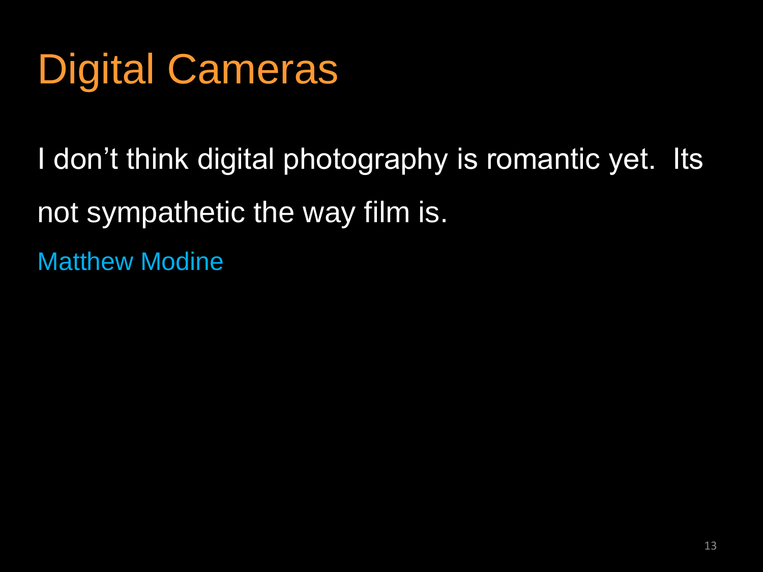# Digital Cameras

I don’t think digital photography is romantic yet. Its not sympathetic the way film is.

Matthew Modine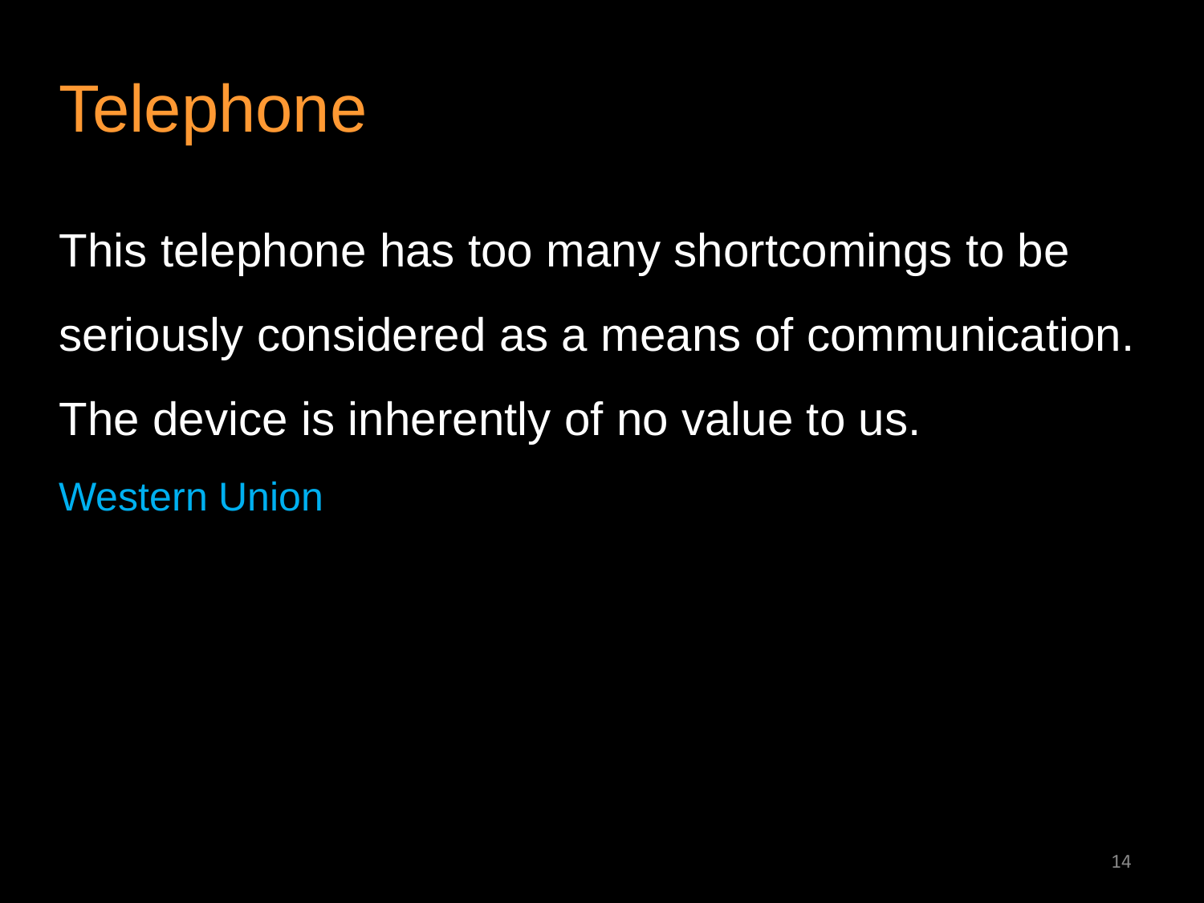# Telephone

This telephone has too many shortcomings to be seriously considered as a means of communication. The device is inherently of no value to us.

Western Union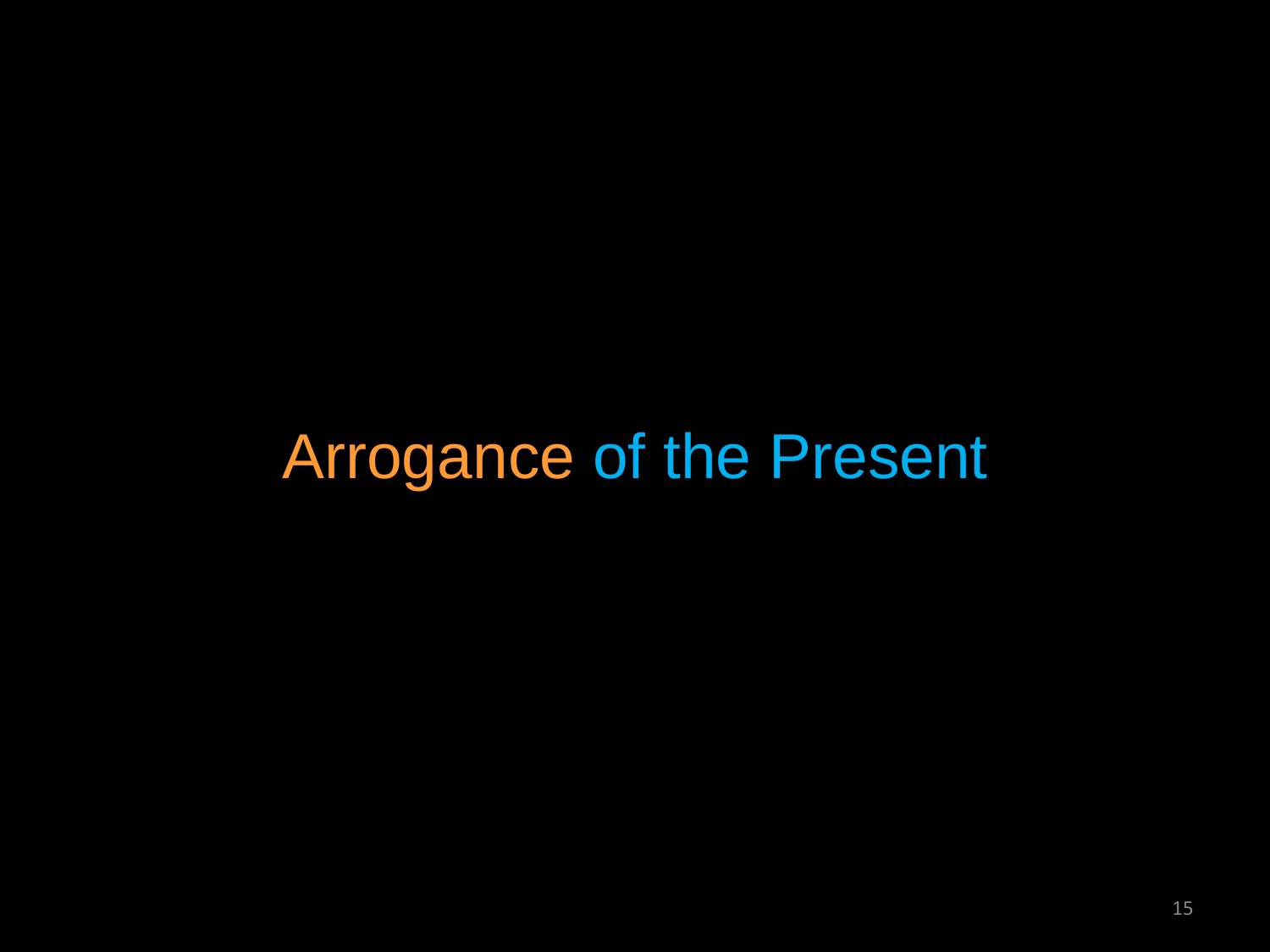# Arrogance of the Present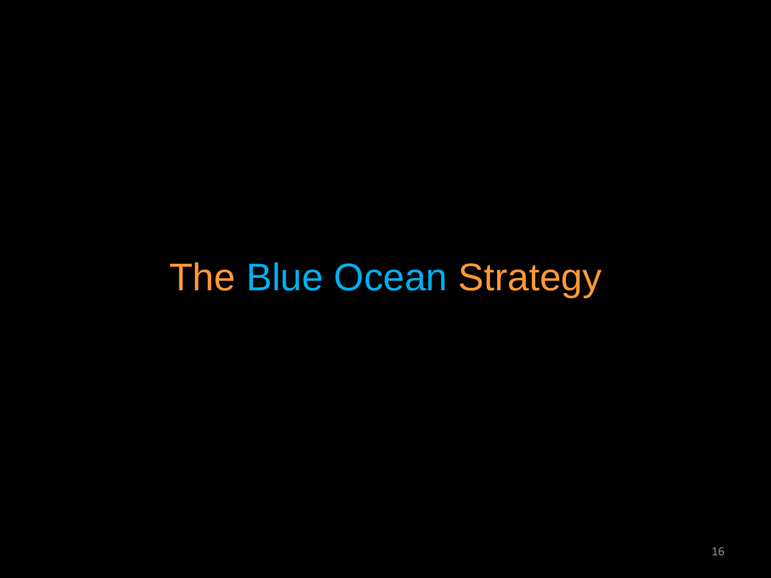# The Blue Ocean Strategy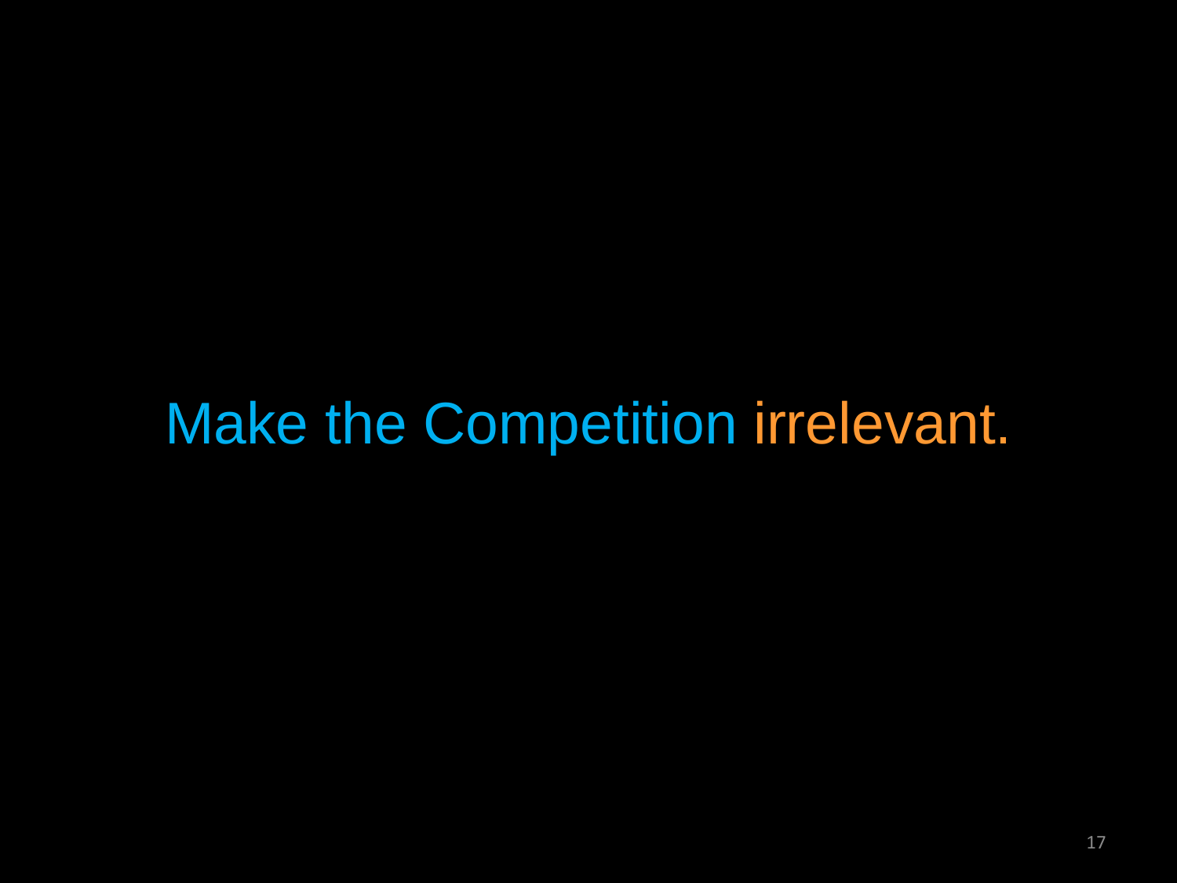Make the Competition irrelevant.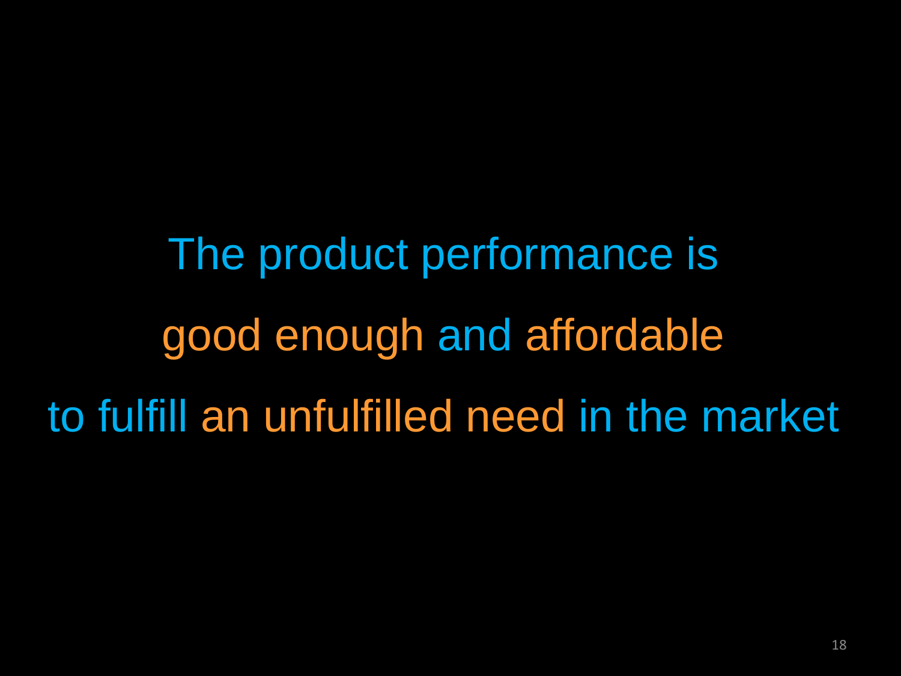The product performance is

good enough and affordable

to fulfill an unfulfilled need in the market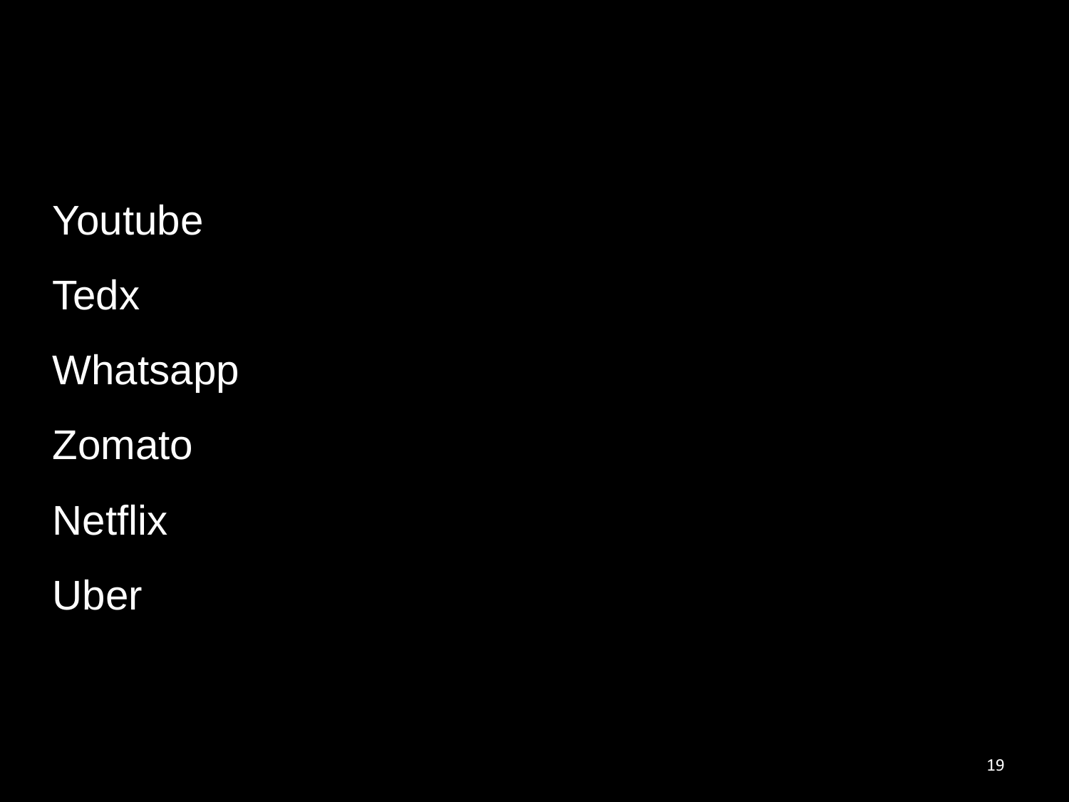Youtube

Tedx

Whatsapp

Zomato

Netflix

Uber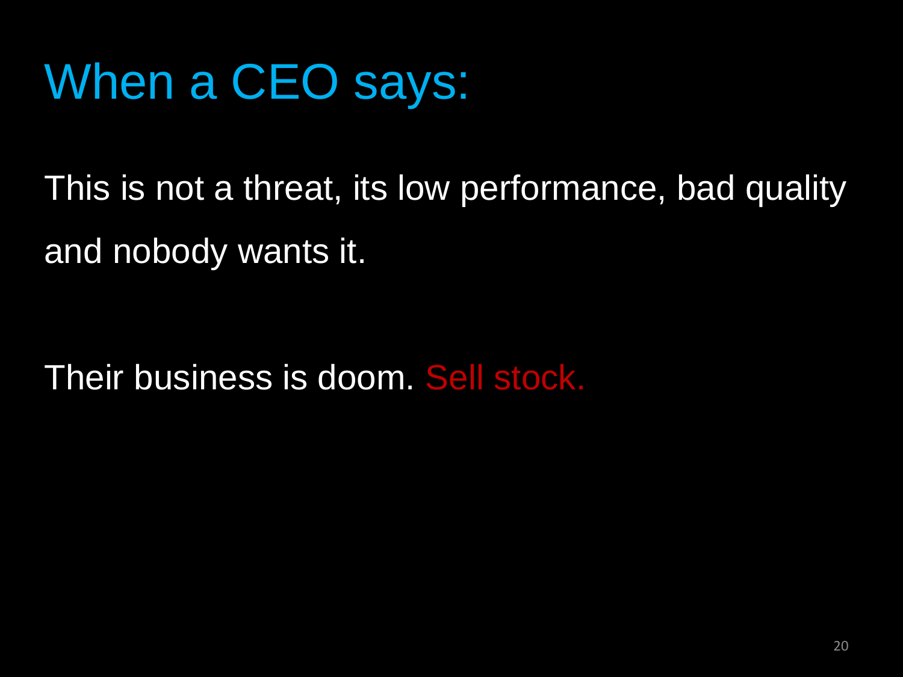# When a CEO says:

This is not a threat, its low performance, bad quality and nobody wants it.

Their business is doom. Sell stock.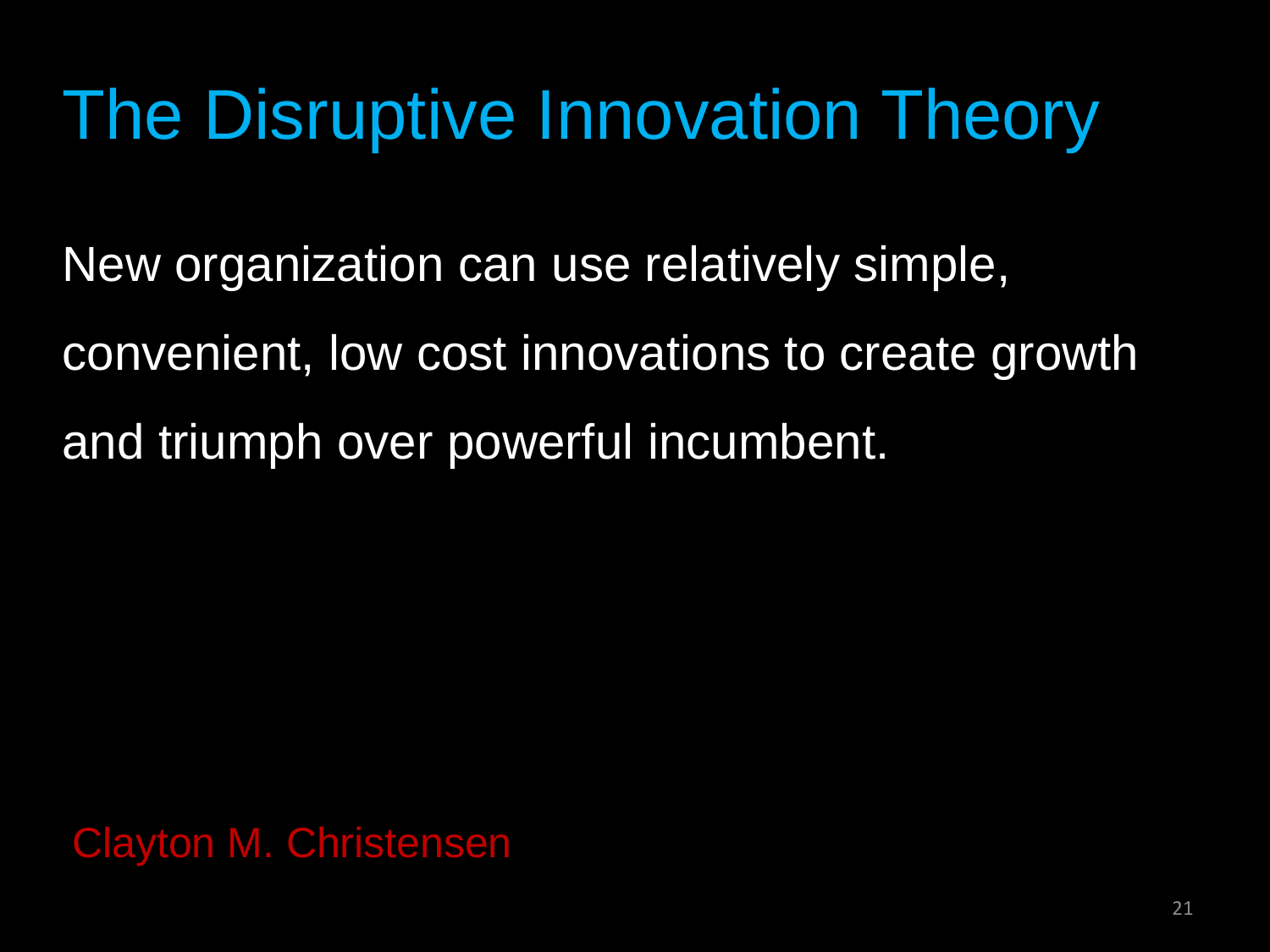# The Disruptive Innovation Theory

New organization can use relatively simple, convenient, low cost innovations to create growth and triumph over powerful incumbent.

Clayton M. Christensen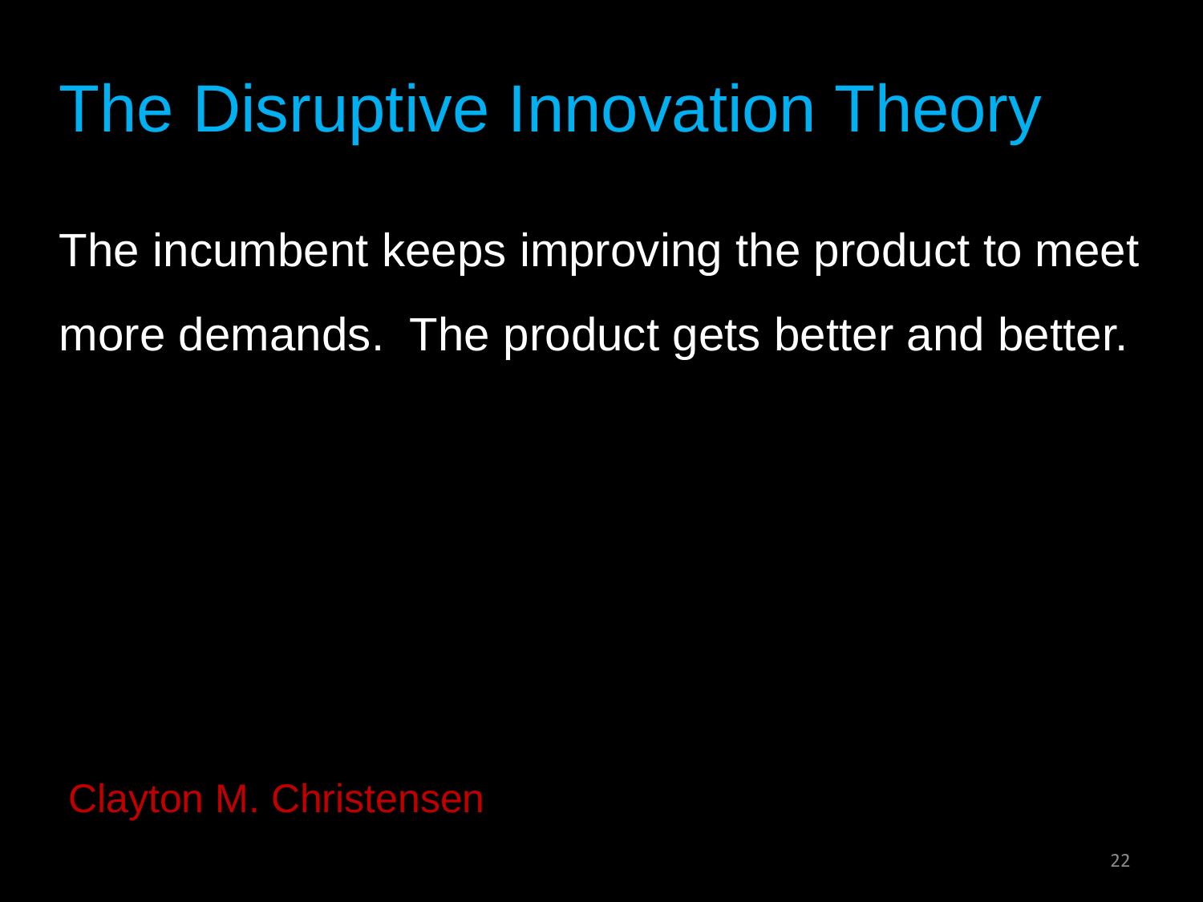# The Disruptive Innovation Theory

The incumbent keeps improving the product to meet more demands. The product gets better and better.

Clayton M. Christensen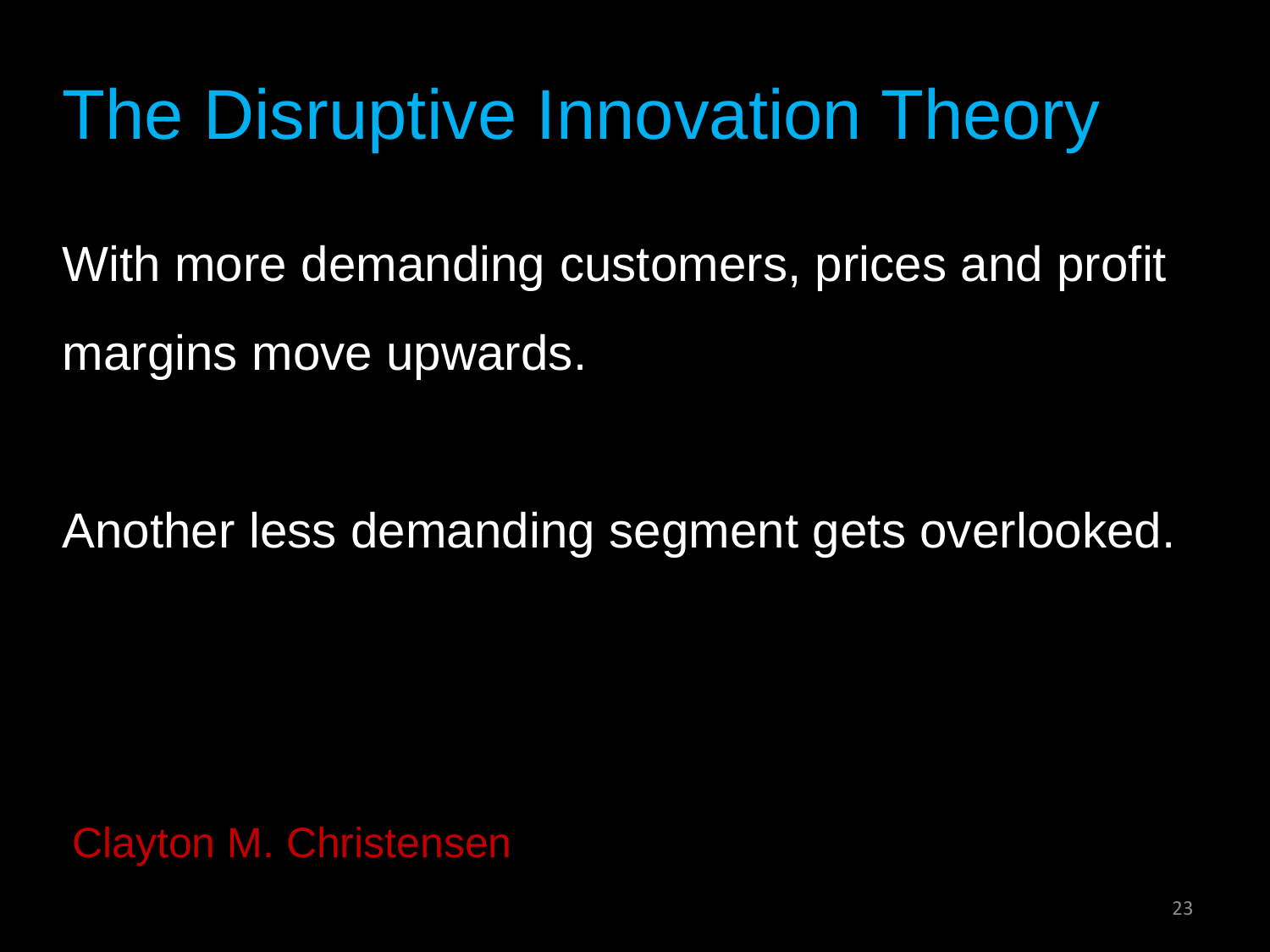# The Disruptive Innovation Theory

With more demanding customers, prices and profit margins move upwards.

Another less demanding segment gets overlooked.

Clayton M. Christensen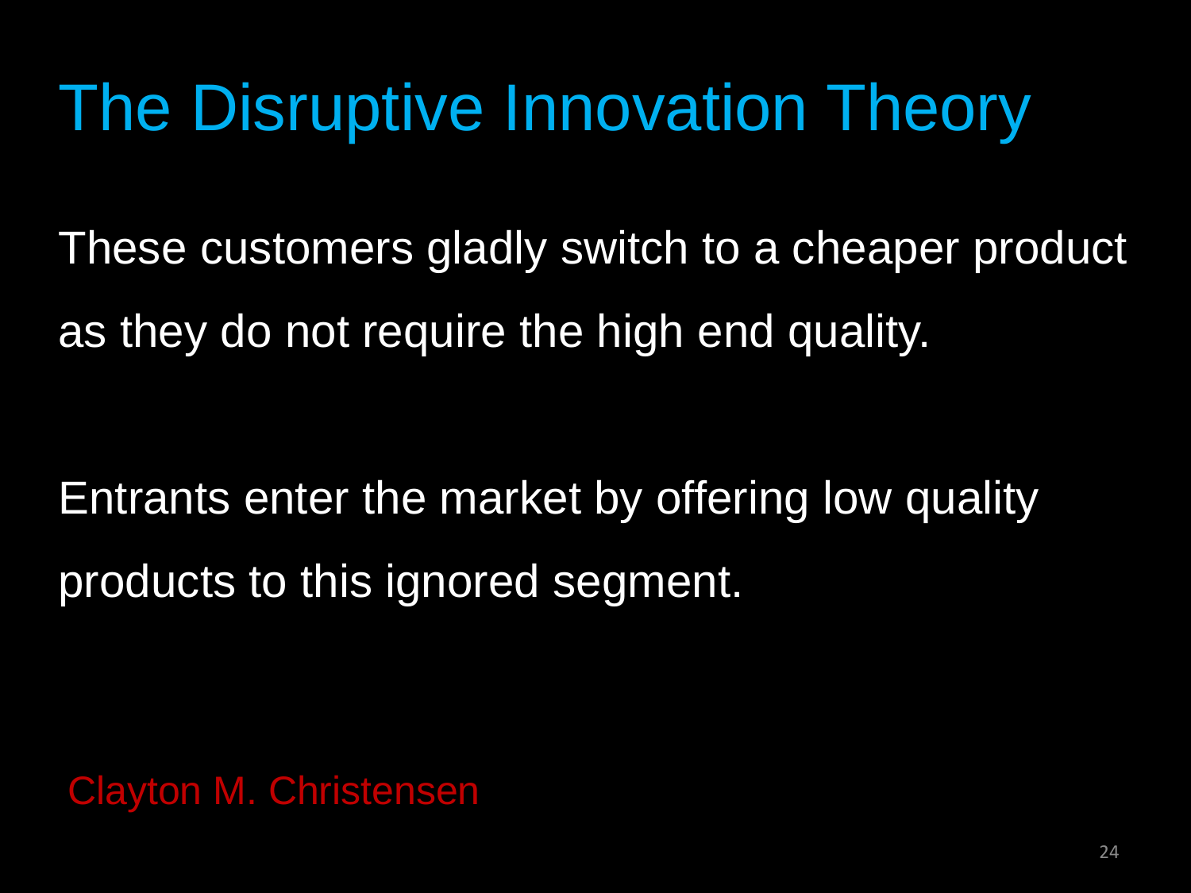# The Disruptive Innovation Theory

These customers gladly switch to a cheaper product as they do not require the high end quality.

Entrants enter the market by offering low quality products to this ignored segment.

Clayton M. Christensen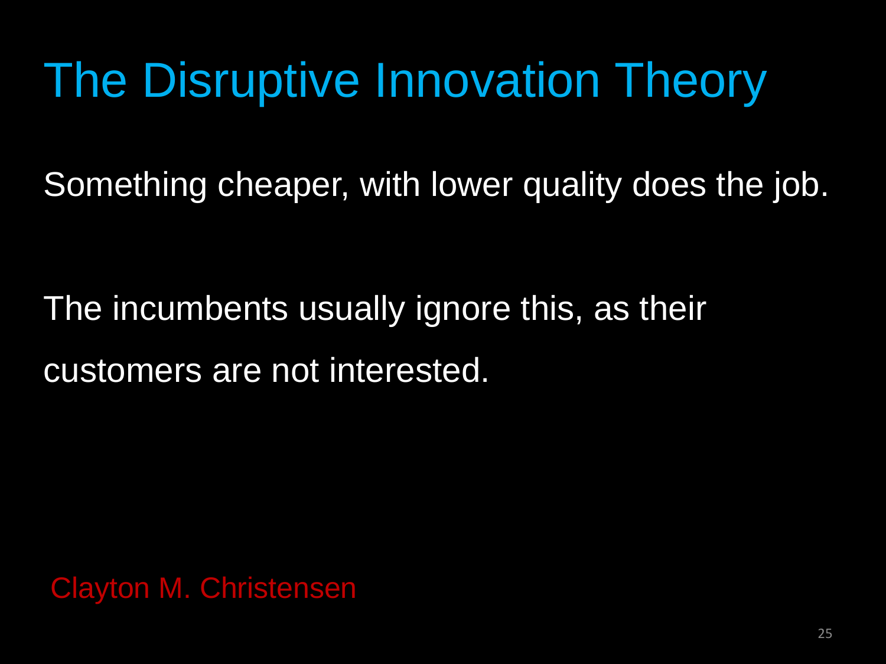# The Disruptive Innovation Theory

Something cheaper, with lower quality does the job.

The incumbents usually ignore this, as their customers are not interested.

Clayton M. Christensen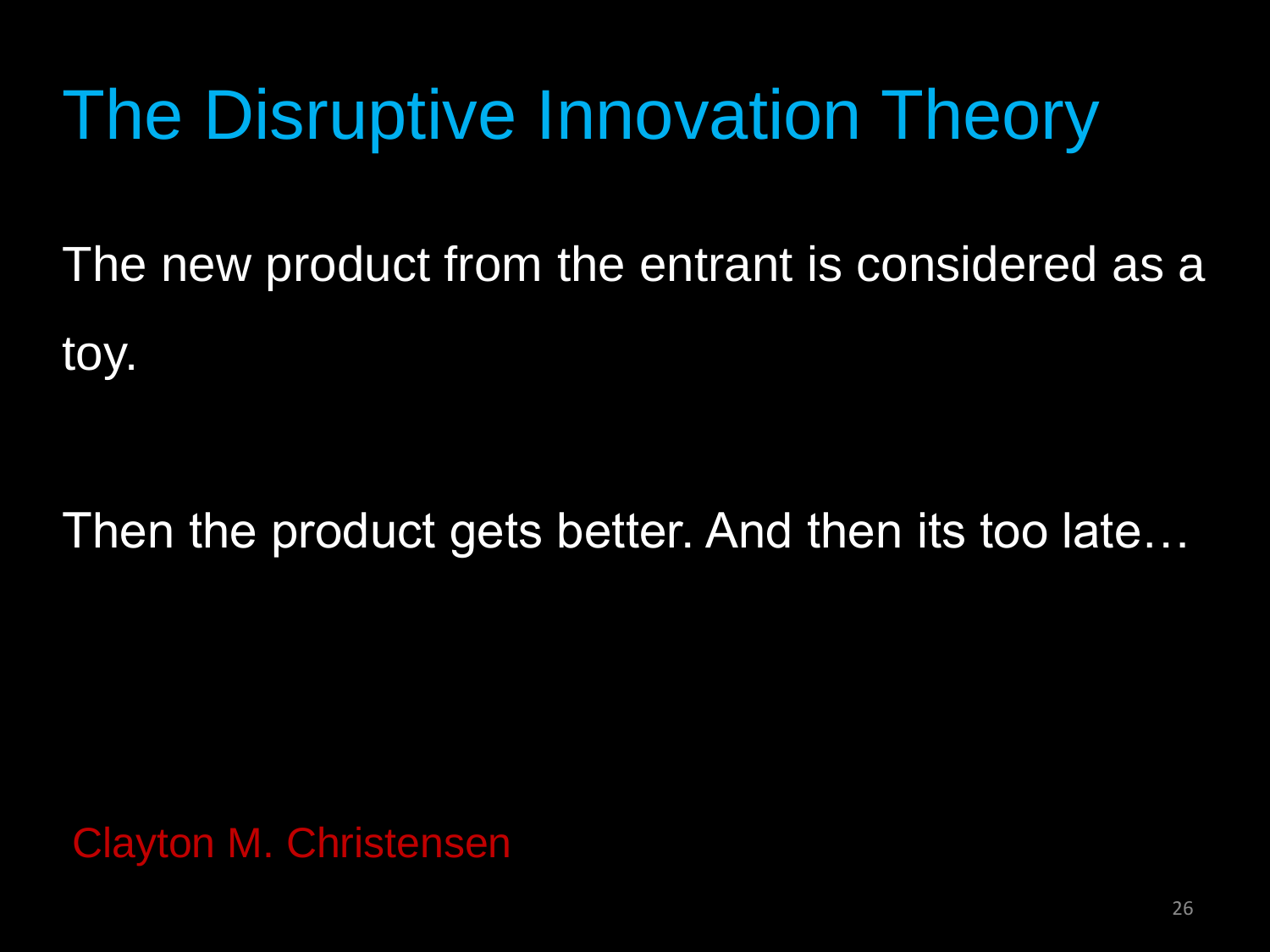# The Disruptive Innovation Theory

The new product from the entrant is considered as a toy.

Then the product gets better. And then its too late…

Clayton M. Christensen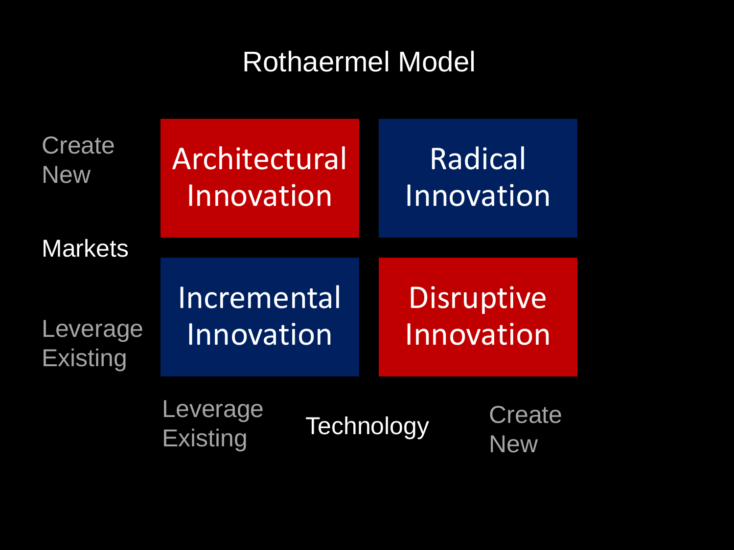# Rothaermel Model

| Markets \ Technology | Leverage Existing | Create New |
|---|---|---|
| Create New | Architectural Innovation | Radical Innovation |
| Leverage Existing | Incremental Innovation | Disruptive Innovation |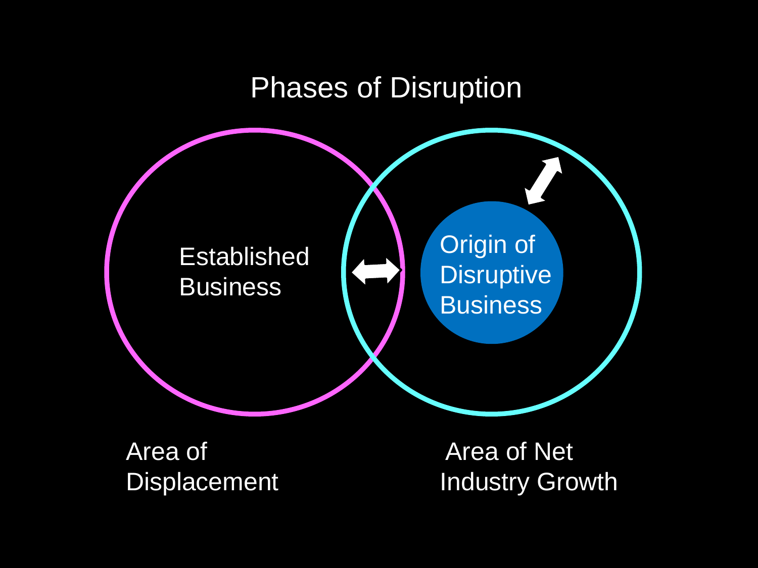# Phases of Disruption

Established Business

Origin of Disruptive Business

Area of Displacement

Area of Net Industry Growth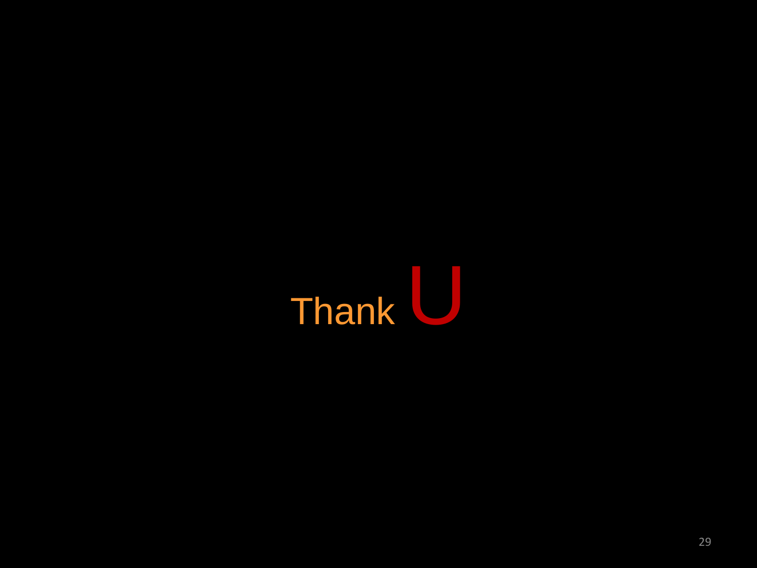Thank U